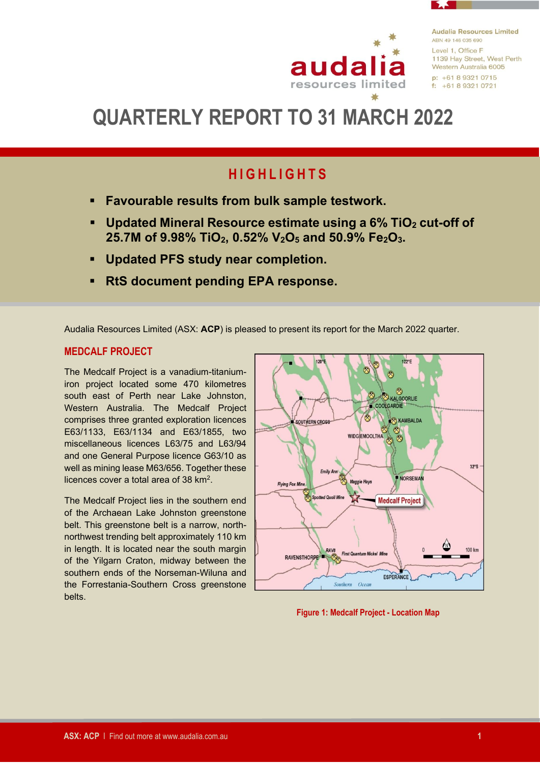Audalia Resources Limited
ABN 49 146 035 690
Level 1, Office F
1139 Hay Street, West Perth
Western Australia 6005
p: +61 8 9321 0715
f: +61 8 9321 0721

# QUARTERLY REPORT TO 31 MARCH 2022

## HIGHLIGHTS

- **Favourable results from bulk sample testwork.**
- **Updated Mineral Resource estimate using a 6% $TiO_2$ cut-off of 25.7M of 9.98% $TiO_2$, 0.52% $V_2O_5$ and 50.9% $Fe_2O_3$.**
- **Updated PFS study near completion.**
- **RtS document pending EPA response.**

Audalia Resources Limited (ASX: **ACP**) is pleased to present its report for the March 2022 quarter.

## MEDCALF PROJECT

The Medcalf Project is a vanadium-titanium-iron project located some 470 kilometres south east of Perth near Lake Johnston, Western Australia. The Medcalf Project comprises three granted exploration licences E63/1133, E63/1134 and E63/1855, two miscellaneous licences L63/75 and L63/94 and one General Purpose licence G63/10 as well as mining lease M63/656. Together these licences cover a total area of 38 km[2].

The Medcalf Project lies in the southern end of the Archaean Lake Johnston greenstone belt. This greenstone belt is a narrow, north-northwest trending belt approximately 110 km in length. It is located near the south margin of the Yilgarn Craton, midway between the southern ends of the Norseman-Wiluna and the Forrestania-Southern Cross greenstone belts.

Figure 1: Medcalf Project - Location Map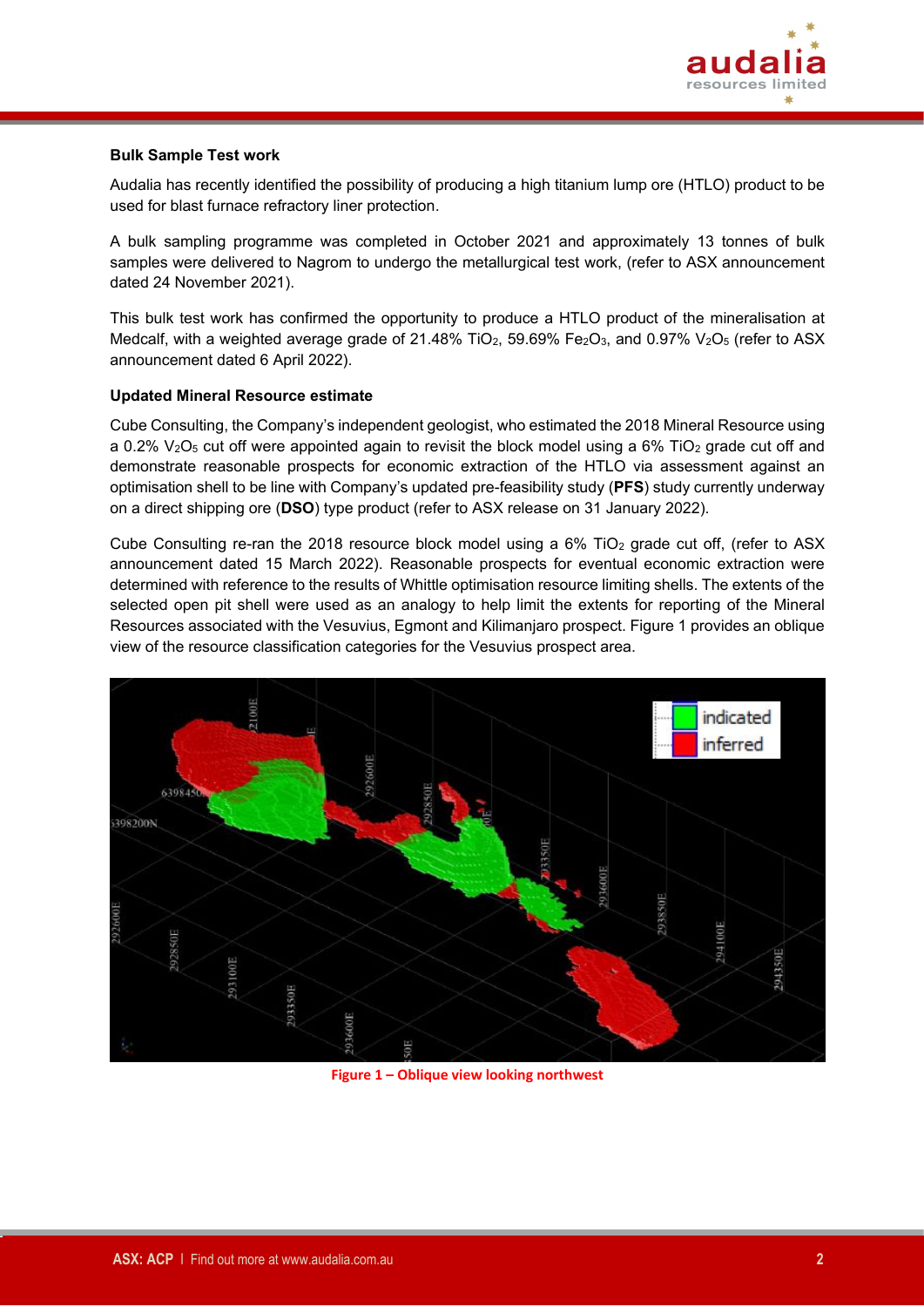**Bulk Sample Test work**

Audalia has recently identified the possibility of producing a high titanium lump ore (HTLO) product to be used for blast furnace refractory liner protection.

A bulk sampling programme was completed in October 2021 and approximately 13 tonnes of bulk samples were delivered to Nagrom to undergo the metallurgical test work, (refer to ASX announcement dated 24 November 2021).

This bulk test work has confirmed the opportunity to produce a HTLO product of the mineralisation at Medcalf, with a weighted average grade of 21.48% $TiO_2$, 59.69% $Fe_2O_3$, and 0.97% $V_2O_5$ (refer to ASX announcement dated 6 April 2022).

**Updated Mineral Resource estimate**

Cube Consulting, the Company's independent geologist, who estimated the 2018 Mineral Resource using a 0.2% $V_2O_5$ cut off were appointed again to revisit the block model using a 6% $TiO_2$ grade cut off and demonstrate reasonable prospects for economic extraction of the HTLO via assessment against an optimisation shell to be line with Company's updated pre-feasibility study (**PFS**) study currently underway on a direct shipping ore (**DSO**) type product (refer to ASX release on 31 January 2022).

Cube Consulting re-ran the 2018 resource block model using a 6% $TiO_2$ grade cut off, (refer to ASX announcement dated 15 March 2022). Reasonable prospects for eventual economic extraction were determined with reference to the results of Whittle optimisation resource limiting shells. The extents of the selected open pit shell were used as an analogy to help limit the extents for reporting of the Mineral Resources associated with the Vesuvius, Egmont and Kilimanjaro prospect. Figure 1 provides an oblique view of the resource classification categories for the Vesuvius prospect area.

Figure 1 – Oblique view looking northwest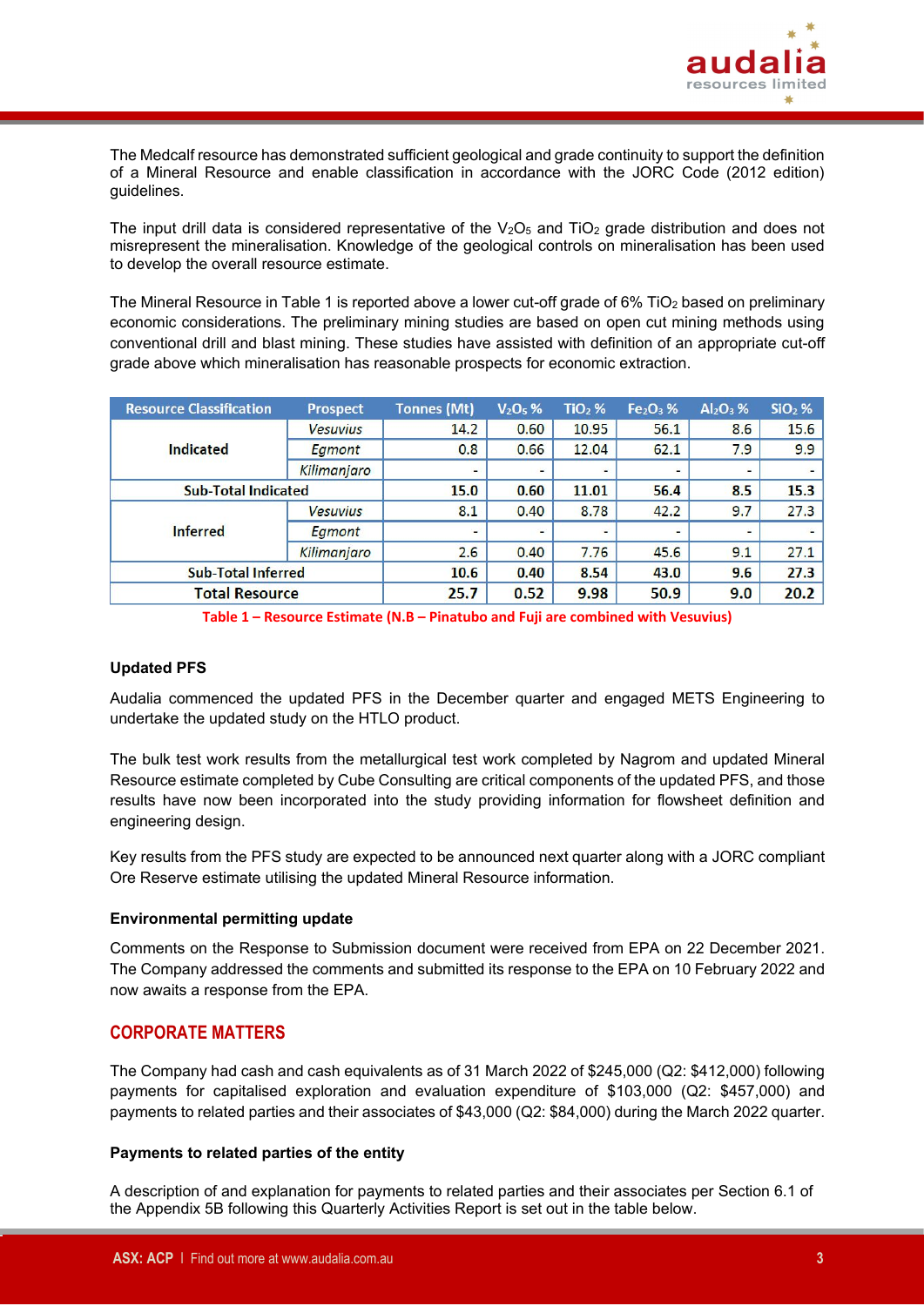The Medcalf resource has demonstrated sufficient geological and grade continuity to support the definition of a Mineral Resource and enable classification in accordance with the JORC Code (2012 edition) guidelines.

The input drill data is considered representative of the $V_2O_5$ and $TiO_2$ grade distribution and does not misrepresent the mineralisation. Knowledge of the geological controls on mineralisation has been used to develop the overall resource estimate.

The Mineral Resource in Table 1 is reported above a lower cut-off grade of 6% $TiO_2$ based on preliminary economic considerations. The preliminary mining studies are based on open cut mining methods using conventional drill and blast mining. These studies have assisted with definition of an appropriate cut-off grade above which mineralisation has reasonable prospects for economic extraction.

| Resource Classification | Prospect | Tonnes (Mt) | $V_2O_5$ % | $TiO_2$ % | $Fe_2O_3$ % | $Al_2O_3$ % | $SiO_2$ % |
|---|---|---|---|---|---|---|---|
| Indicated | *Vesuvius* | 14.2 | 0.60 | 10.95 | 56.1 | 8.6 | 15.6 |
| | *Egmont* | 0.8 | 0.66 | 12.04 | 62.1 | 7.9 | 9.9 |
| | *Kilimanjaro* | - | - | - | - | - | - |
| **Sub-Total Indicated** | | **15.0** | **0.60** | **11.01** | **56.4** | **8.5** | **15.3** |
| Inferred | *Vesuvius* | 8.1 | 0.40 | 8.78 | 42.2 | 9.7 | 27.3 |
| | *Egmont* | - | - | - | - | - | - |
| | *Kilimanjaro* | 2.6 | 0.40 | 7.76 | 45.6 | 9.1 | 27.1 |
| **Sub-Total Inferred** | | **10.6** | **0.40** | **8.54** | **43.0** | **9.6** | **27.3** |
| **Total Resource** | | **25.7** | **0.52** | **9.98** | **50.9** | **9.0** | **20.2** |

**Table 1 – Resource Estimate (N.B – Pinatubo and Fuji are combined with Vesuvius)**

### Updated PFS

Audalia commenced the updated PFS in the December quarter and engaged METS Engineering to undertake the updated study on the HTLO product.

The bulk test work results from the metallurgical test work completed by Nagrom and updated Mineral Resource estimate completed by Cube Consulting are critical components of the updated PFS, and those results have now been incorporated into the study providing information for flowsheet definition and engineering design.

Key results from the PFS study are expected to be announced next quarter along with a JORC compliant Ore Reserve estimate utilising the updated Mineral Resource information.

### Environmental permitting update

Comments on the Response to Submission document were received from EPA on 22 December 2021. The Company addressed the comments and submitted its response to the EPA on 10 February 2022 and now awaits a response from the EPA.

## CORPORATE MATTERS

The Company had cash and cash equivalents as of 31 March 2022 of $245,000 (Q2: $412,000) following payments for capitalised exploration and evaluation expenditure of $103,000 (Q2: $457,000) and payments to related parties and their associates of $43,000 (Q2: $84,000) during the March 2022 quarter.

### Payments to related parties of the entity

A description of and explanation for payments to related parties and their associates per Section 6.1 of the Appendix 5B following this Quarterly Activities Report is set out in the table below.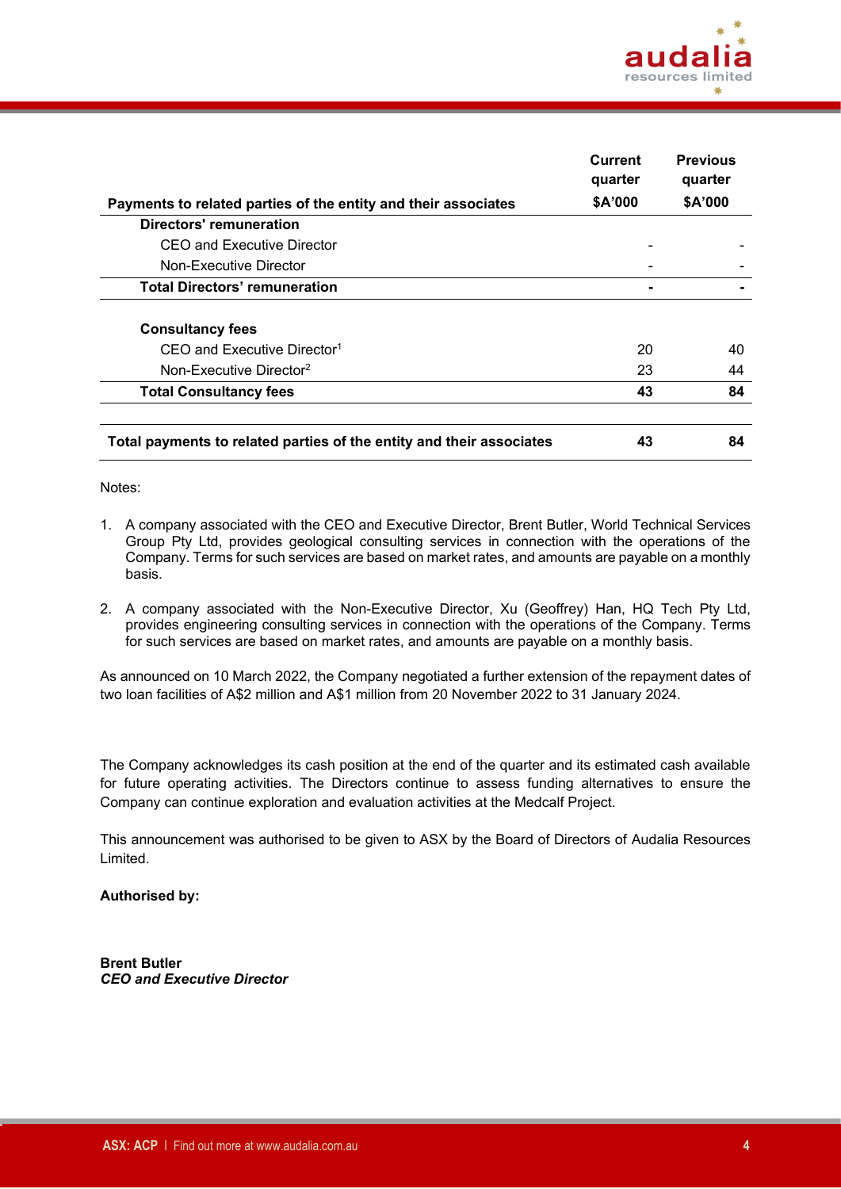| Payments to related parties of the entity and their associates | Current quarter $A'000 | Previous quarter $A'000 |
|---|---|---|
| **Directors' remuneration** | | |
| CEO and Executive Director | - | - |
| Non-Executive Director | - | - |
| **Total Directors' remuneration** | **-** | **-** |
| | | |
| **Consultancy fees** | | |
| CEO and Executive Director[1] | 20 | 40 |
| Non-Executive Director[2] | 23 | 44 |
| **Total Consultancy fees** | **43** | **84** |
| | | |
| **Total payments to related parties of the entity and their associates** | **43** | **84** |

Notes:

1. A company associated with the CEO and Executive Director, Brent Butler, World Technical Services Group Pty Ltd, provides geological consulting services in connection with the operations of the Company. Terms for such services are based on market rates, and amounts are payable on a monthly basis.

2. A company associated with the Non-Executive Director, Xu (Geoffrey) Han, HQ Tech Pty Ltd, provides engineering consulting services in connection with the operations of the Company. Terms for such services are based on market rates, and amounts are payable on a monthly basis.

As announced on 10 March 2022, the Company negotiated a further extension of the repayment dates of two loan facilities of A$2 million and A$1 million from 20 November 2022 to 31 January 2024.

The Company acknowledges its cash position at the end of the quarter and its estimated cash available for future operating activities. The Directors continue to assess funding alternatives to ensure the Company can continue exploration and evaluation activities at the Medcalf Project.

This announcement was authorised to be given to ASX by the Board of Directors of Audalia Resources Limited.

**Authorised by:**

**Brent Butler**
***CEO and Executive Director***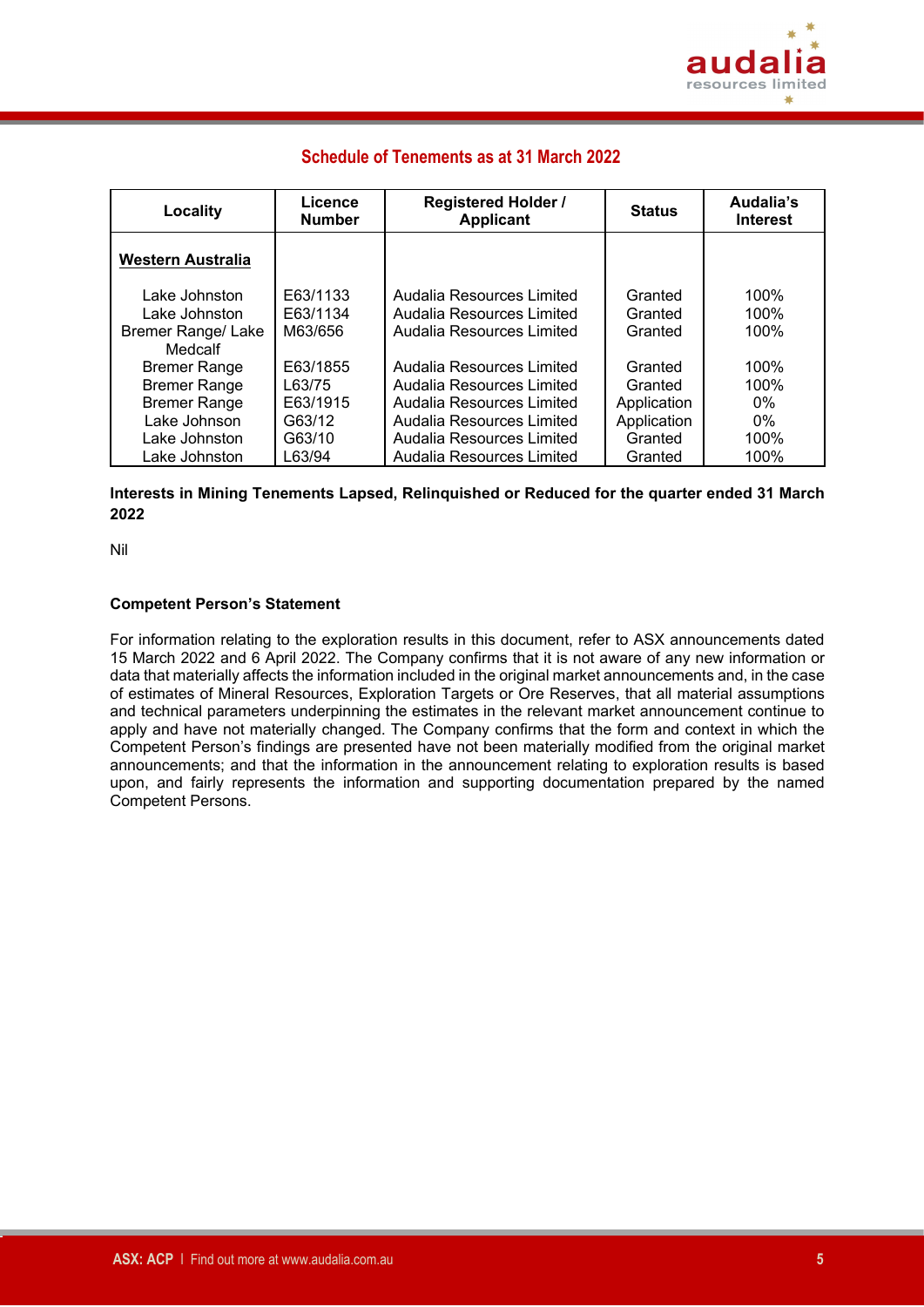## Schedule of Tenements as at 31 March 2022

| Locality | Licence Number | Registered Holder / Applicant | Status | Audalia's Interest |
|---|---|---|---|---|
| **Western Australia** | | | | |
| Lake Johnston | E63/1133 | Audalia Resources Limited | Granted | 100% |
| Lake Johnston | E63/1134 | Audalia Resources Limited | Granted | 100% |
| Bremer Range/ Lake Medcalf | M63/656 | Audalia Resources Limited | Granted | 100% |
| Bremer Range | E63/1855 | Audalia Resources Limited | Granted | 100% |
| Bremer Range | L63/75 | Audalia Resources Limited | Granted | 100% |
| Bremer Range | E63/1915 | Audalia Resources Limited | Application | 0% |
| Lake Johnson | G63/12 | Audalia Resources Limited | Application | 0% |
| Lake Johnston | G63/10 | Audalia Resources Limited | Granted | 100% |
| Lake Johnston | L63/94 | Audalia Resources Limited | Granted | 100% |

**Interests in Mining Tenements Lapsed, Relinquished or Reduced for the quarter ended 31 March 2022**

Nil

**Competent Person's Statement**

For information relating to the exploration results in this document, refer to ASX announcements dated 15 March 2022 and 6 April 2022. The Company confirms that it is not aware of any new information or data that materially affects the information included in the original market announcements and, in the case of estimates of Mineral Resources, Exploration Targets or Ore Reserves, that all material assumptions and technical parameters underpinning the estimates in the relevant market announcement continue to apply and have not materially changed. The Company confirms that the form and context in which the Competent Person's findings are presented have not been materially modified from the original market announcements; and that the information in the announcement relating to exploration results is based upon, and fairly represents the information and supporting documentation prepared by the named Competent Persons.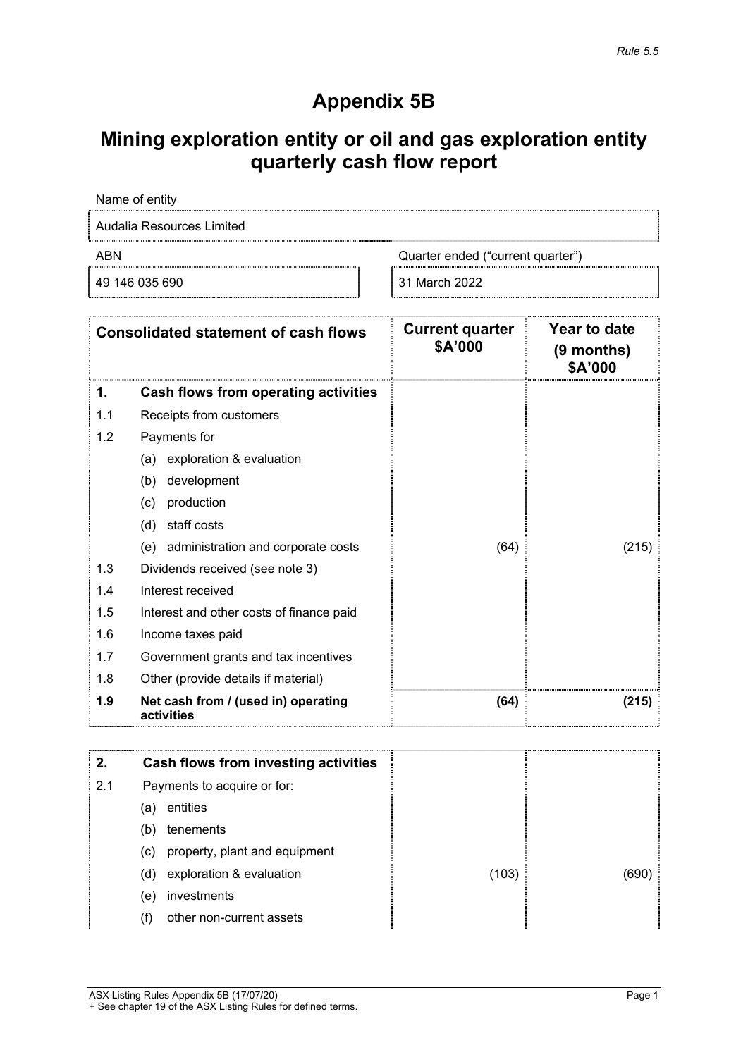*Rule 5.5*

# Appendix 5B

# Mining exploration entity or oil and gas exploration entity quarterly cash flow report

| Name of entity | |
|---|---|
| Audalia Resources Limited | |
| **ABN** | **Quarter ended ("current quarter")** |
| 49 146 035 690 | 31 March 2022 |

| | **Consolidated statement of cash flows** | **Current quarter $A'000** | **Year to date (9 months) $A'000** |
|---|---|---|---|
| **1.** | **Cash flows from operating activities** | | |
| 1.1 | Receipts from customers | | |
| 1.2 | Payments for | | |
| | (a) exploration & evaluation | | |
| | (b) development | | |
| | (c) production | | |
| | (d) staff costs | | |
| | (e) administration and corporate costs | (64) | (215) |
| 1.3 | Dividends received (see note 3) | | |
| 1.4 | Interest received | | |
| 1.5 | Interest and other costs of finance paid | | |
| 1.6 | Income taxes paid | | |
| 1.7 | Government grants and tax incentives | | |
| 1.8 | Other (provide details if material) | | |
| **1.9** | **Net cash from / (used in) operating activities** | **(64)** | **(215)** |

| | | | |
|---|---|---|---|
| **2.** | **Cash flows from investing activities** | | |
| 2.1 | Payments to acquire or for: | | |
| | (a) entities | | |
| | (b) tenements | | |
| | (c) property, plant and equipment | | |
| | (d) exploration & evaluation | (103) | (690) |
| | (e) investments | | |
| | (f) other non-current assets | | |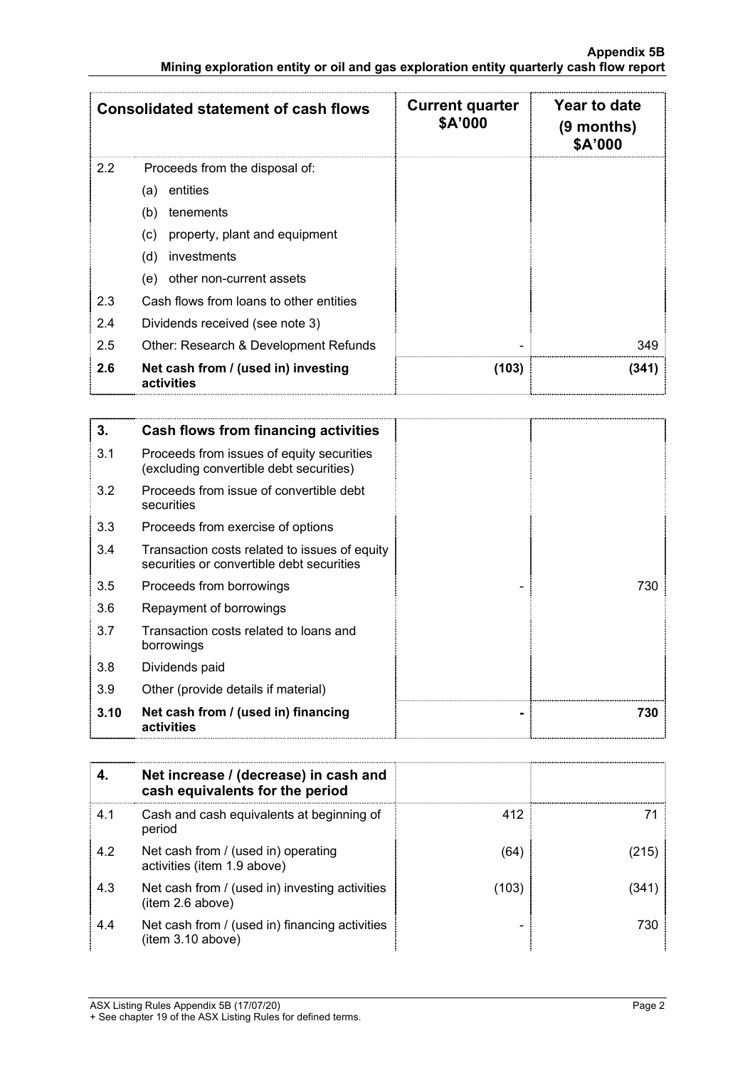| Consolidated statement of cash flows | | Current quarter \$A'000 | Year to date (9 months) \$A'000 |
|---|---|---|---|
| 2.2 | Proceeds from the disposal of: | | |
| | (a) entities | | |
| | (b) tenements | | |
| | (c) property, plant and equipment | | |
| | (d) investments | | |
| | (e) other non-current assets | | |
| 2.3 | Cash flows from loans to other entities | | |
| 2.4 | Dividends received (see note 3) | | |
| 2.5 | Other: Research & Development Refunds | - | 349 |
| **2.6** | **Net cash from / (used in) investing activities** | **(103)** | **(341)** |

| **3.** | **Cash flows from financing activities** | | |
|---|---|---|---|
| 3.1 | Proceeds from issues of equity securities (excluding convertible debt securities) | | |
| 3.2 | Proceeds from issue of convertible debt securities | | |
| 3.3 | Proceeds from exercise of options | | |
| 3.4 | Transaction costs related to issues of equity securities or convertible debt securities | | |
| 3.5 | Proceeds from borrowings | - | 730 |
| 3.6 | Repayment of borrowings | | |
| 3.7 | Transaction costs related to loans and borrowings | | |
| 3.8 | Dividends paid | | |
| 3.9 | Other (provide details if material) | | |
| **3.10** | **Net cash from / (used in) financing activities** | **-** | **730** |

| **4.** | **Net increase / (decrease) in cash and cash equivalents for the period** | | |
|---|---|---|---|
| 4.1 | Cash and cash equivalents at beginning of period | 412 | 71 |
| 4.2 | Net cash from / (used in) operating activities (item 1.9 above) | (64) | (215) |
| 4.3 | Net cash from / (used in) investing activities (item 2.6 above) | (103) | (341) |
| 4.4 | Net cash from / (used in) financing activities (item 3.10 above) | - | 730 |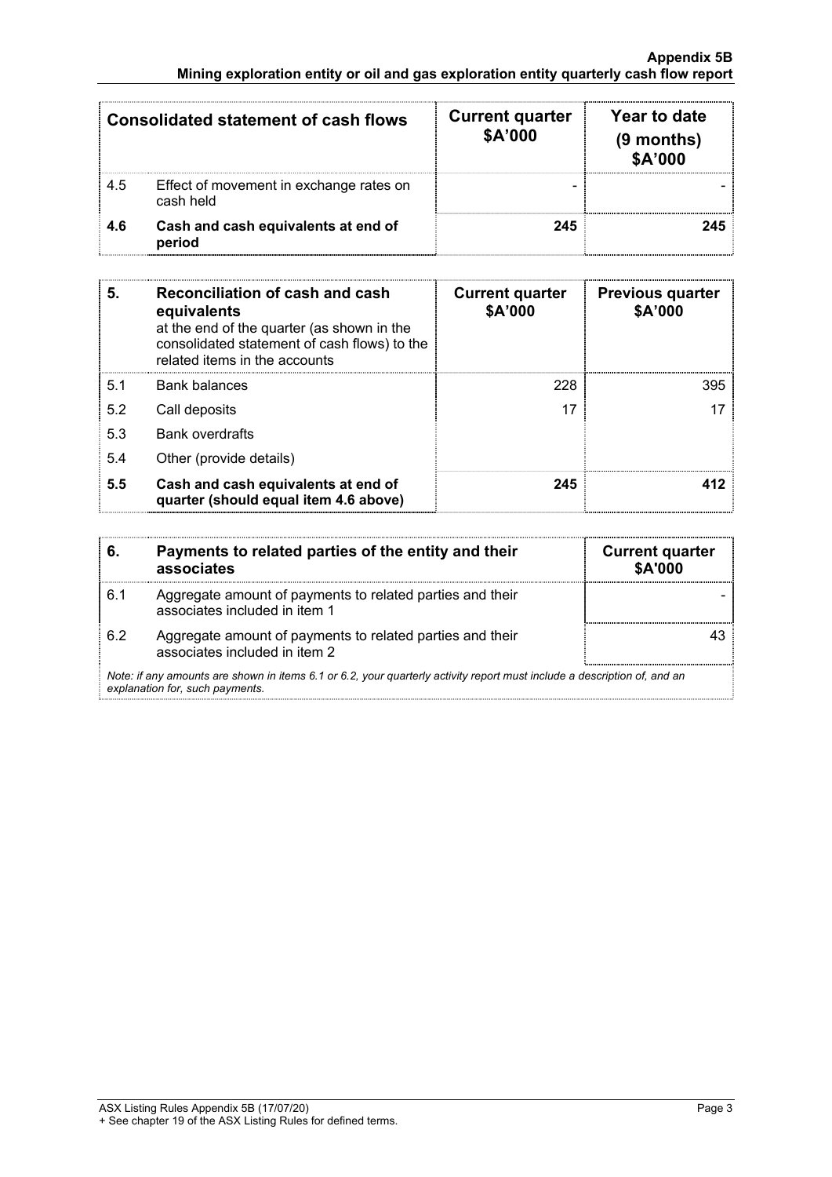| Consolidated statement of cash flows | | Current quarter $A'000 | Year to date (9 months) $A'000 |
|---|---|---|---|
| 4.5 | Effect of movement in exchange rates on cash held | - | - |
| **4.6** | **Cash and cash equivalents at end of period** | **245** | **245** |

| **5.** | **Reconciliation of cash and cash equivalents** at the end of the quarter (as shown in the consolidated statement of cash flows) to the related items in the accounts | **Current quarter $A'000** | **Previous quarter $A'000** |
|---|---|---|---|
| 5.1 | Bank balances | 228 | 395 |
| 5.2 | Call deposits | 17 | 17 |
| 5.3 | Bank overdrafts | | |
| 5.4 | Other (provide details) | | |
| **5.5** | **Cash and cash equivalents at end of quarter (should equal item 4.6 above)** | **245** | **412** |

| **6.** | **Payments to related parties of the entity and their associates** | **Current quarter $A'000** |
|---|---|---|
| 6.1 | Aggregate amount of payments to related parties and their associates included in item 1 | - |
| 6.2 | Aggregate amount of payments to related parties and their associates included in item 2 | 43 |

*Note: if any amounts are shown in items 6.1 or 6.2, your quarterly activity report must include a description of, and an explanation for, such payments.*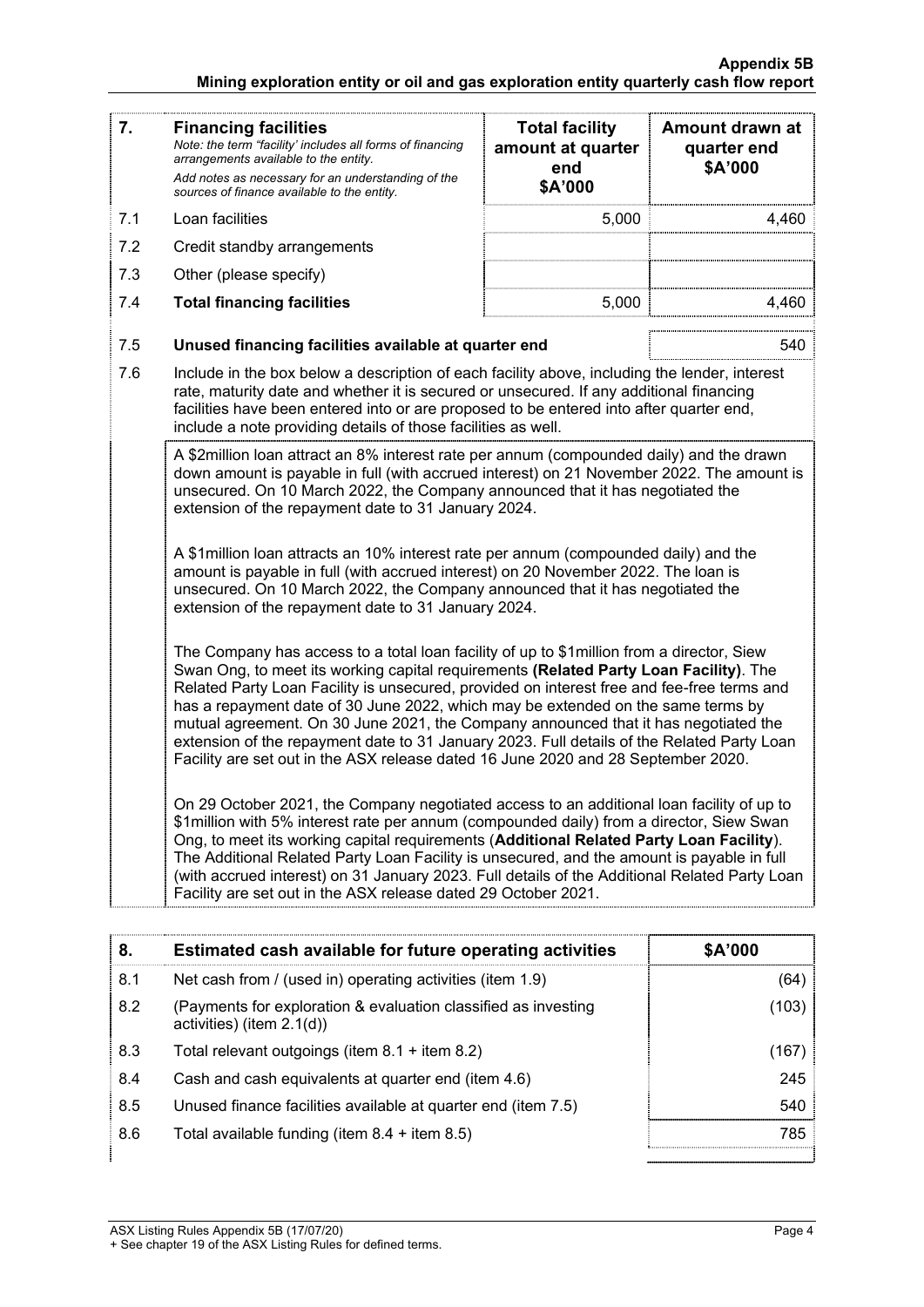| 7. | **Financing facilities** *Note: the term "facility' includes all forms of financing arrangements available to the entity.* *Add notes as necessary for an understanding of the sources of finance available to the entity.* | **Total facility amount at quarter end $A'000** | **Amount drawn at quarter end $A'000** |
|---|---|---|---|
| 7.1 | Loan facilities | 5,000 | 4,460 |
| 7.2 | Credit standby arrangements | | |
| 7.3 | Other (please specify) | | |
| 7.4 | **Total financing facilities** | 5,000 | 4,460 |

| | | |
|---|---|---|
| 7.5 | **Unused financing facilities available at quarter end** | 540 |

7.6 Include in the box below a description of each facility above, including the lender, interest rate, maturity date and whether it is secured or unsecured. If any additional financing facilities have been entered into or are proposed to be entered into after quarter end, include a note providing details of those facilities as well.

A $2million loan attract an 8% interest rate per annum (compounded daily) and the drawn down amount is payable in full (with accrued interest) on 21 November 2022. The amount is unsecured. On 10 March 2022, the Company announced that it has negotiated the extension of the repayment date to 31 January 2024.

A $1million loan attracts an 10% interest rate per annum (compounded daily) and the amount is payable in full (with accrued interest) on 20 November 2022. The loan is unsecured. On 10 March 2022, the Company announced that it has negotiated the extension of the repayment date to 31 January 2024.

The Company has access to a total loan facility of up to $1million from a director, Siew Swan Ong, to meet its working capital requirements **(Related Party Loan Facility)**. The Related Party Loan Facility is unsecured, provided on interest free and fee-free terms and has a repayment date of 30 June 2022, which may be extended on the same terms by mutual agreement. On 30 June 2021, the Company announced that it has negotiated the extension of the repayment date to 31 January 2023. Full details of the Related Party Loan Facility are set out in the ASX release dated 16 June 2020 and 28 September 2020.

On 29 October 2021, the Company negotiated access to an additional loan facility of up to $1million with 5% interest rate per annum (compounded daily) from a director, Siew Swan Ong, to meet its working capital requirements (**Additional Related Party Loan Facility**). The Additional Related Party Loan Facility is unsecured, and the amount is payable in full (with accrued interest) on 31 January 2023. Full details of the Additional Related Party Loan Facility are set out in the ASX release dated 29 October 2021.

| 8. | **Estimated cash available for future operating activities** | **$A'000** |
|---|---|---|
| 8.1 | Net cash from / (used in) operating activities (item 1.9) | (64) |
| 8.2 | (Payments for exploration & evaluation classified as investing activities) (item 2.1(d)) | (103) |
| 8.3 | Total relevant outgoings (item 8.1 + item 8.2) | (167) |
| 8.4 | Cash and cash equivalents at quarter end (item 4.6) | 245 |
| 8.5 | Unused finance facilities available at quarter end (item 7.5) | 540 |
| 8.6 | Total available funding (item 8.4 + item 8.5) | 785 |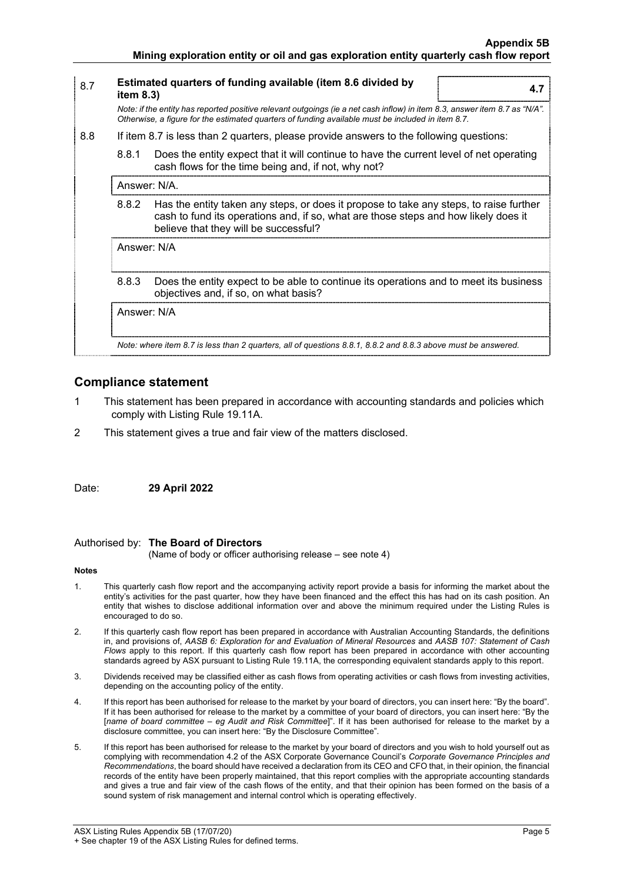| | | |
|---|---|---|
| 8.7 | **Estimated quarters of funding available (item 8.6 divided by item 8.3)** | **4.7** |
| | *Note: if the entity has reported positive relevant outgoings (ie a net cash inflow) in item 8.3, answer item 8.7 as "N/A". Otherwise, a figure for the estimated quarters of funding available must be included in item 8.7.* | |
| 8.8 | If item 8.7 is less than 2 quarters, please provide answers to the following questions: | |
| | 8.8.1 Does the entity expect that it will continue to have the current level of net operating cash flows for the time being and, if not, why not? | |
| | Answer: N/A. | |
| | 8.8.2 Has the entity taken any steps, or does it propose to take any steps, to raise further cash to fund its operations and, if so, what are those steps and how likely does it believe that they will be successful? | |
| | Answer: N/A | |
| | 8.8.3 Does the entity expect to be able to continue its operations and to meet its business objectives and, if so, on what basis? | |
| | Answer: N/A | |
| | *Note: where item 8.7 is less than 2 quarters, all of questions 8.8.1, 8.8.2 and 8.8.3 above must be answered.* | |

## Compliance statement

1. This statement has been prepared in accordance with accounting standards and policies which comply with Listing Rule 19.11A.
2. This statement gives a true and fair view of the matters disclosed.

Date: **29 April 2022**

Authorised by: **The Board of Directors**
(Name of body or officer authorising release – see note 4)

**Notes**

1. This quarterly cash flow report and the accompanying activity report provide a basis for informing the market about the entity's activities for the past quarter, how they have been financed and the effect this has had on its cash position. An entity that wishes to disclose additional information over and above the minimum required under the Listing Rules is encouraged to do so.
2. If this quarterly cash flow report has been prepared in accordance with Australian Accounting Standards, the definitions in, and provisions of, *AASB 6: Exploration for and Evaluation of Mineral Resources* and *AASB 107: Statement of Cash Flows* apply to this report. If this quarterly cash flow report has been prepared in accordance with other accounting standards agreed by ASX pursuant to Listing Rule 19.11A, the corresponding equivalent standards apply to this report.
3. Dividends received may be classified either as cash flows from operating activities or cash flows from investing activities, depending on the accounting policy of the entity.
4. If this report has been authorised for release to the market by your board of directors, you can insert here: "By the board". If it has been authorised for release to the market by a committee of your board of directors, you can insert here: "By the [*name of board committee – eg Audit and Risk Committee*]". If it has been authorised for release to the market by a disclosure committee, you can insert here: "By the Disclosure Committee".
5. If this report has been authorised for release to the market by your board of directors and you wish to hold yourself out as complying with recommendation 4.2 of the ASX Corporate Governance Council's *Corporate Governance Principles and Recommendations*, the board should have received a declaration from its CEO and CFO that, in their opinion, the financial records of the entity have been properly maintained, that this report complies with the appropriate accounting standards and gives a true and fair view of the cash flows of the entity, and that their opinion has been formed on the basis of a sound system of risk management and internal control which is operating effectively.